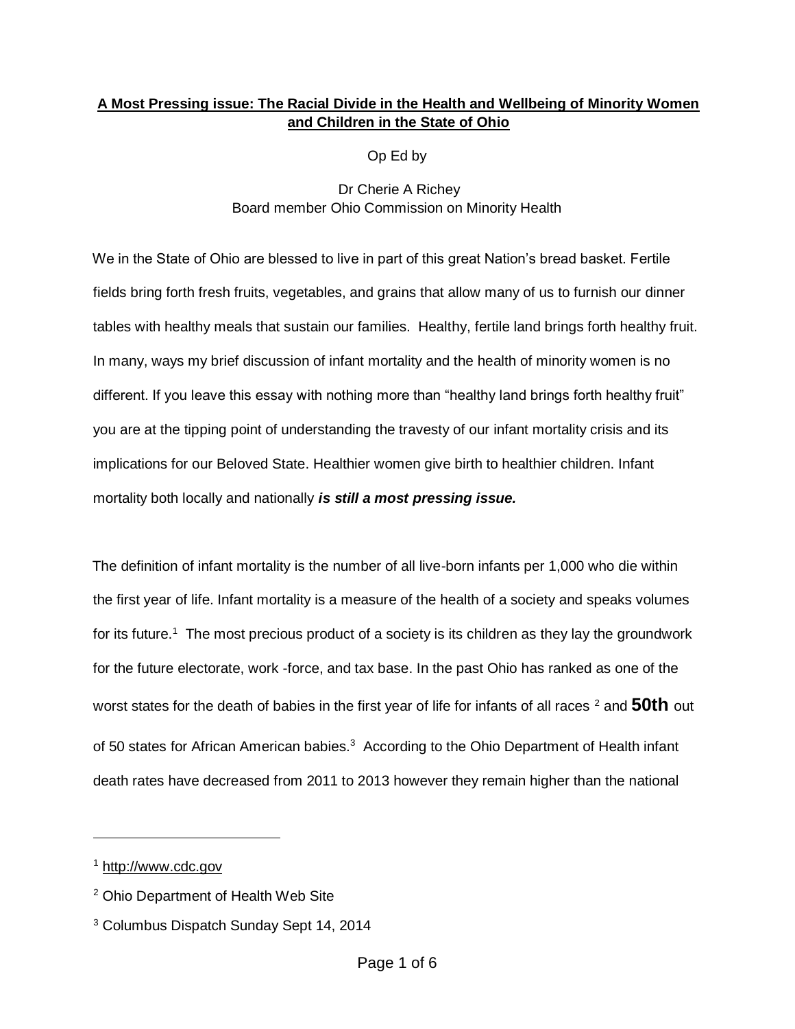**A Most Pressing issue: The Racial Divide in the Health and Wellbeing of Minority Women and Children in the State of Ohio**

Op Ed by

Dr Cherie A Richey
Board member Ohio Commission on Minority Health

We in the State of Ohio are blessed to live in part of this great Nation's bread basket. Fertile fields bring forth fresh fruits, vegetables, and grains that allow many of us to furnish our dinner tables with healthy meals that sustain our families. Healthy, fertile land brings forth healthy fruit. In many, ways my brief discussion of infant mortality and the health of minority women is no different. If you leave this essay with nothing more than "healthy land brings forth healthy fruit" you are at the tipping point of understanding the travesty of our infant mortality crisis and its implications for our Beloved State. Healthier women give birth to healthier children. Infant mortality both locally and nationally ***is still a most pressing issue.***

The definition of infant mortality is the number of all live-born infants per 1,000 who die within the first year of life. Infant mortality is a measure of the health of a society and speaks volumes for its future.[1] The most precious product of a society is its children as they lay the groundwork for the future electorate, work -force, and tax base. In the past Ohio has ranked as one of the worst states for the death of babies in the first year of life for infants of all races [2] and **50th** out of 50 states for African American babies.[3] According to the Ohio Department of Health infant death rates have decreased from 2011 to 2013 however they remain higher than the national

---

[1] http://www.cdc.gov

[2] Ohio Department of Health Web Site

[3] Columbus Dispatch Sunday Sept 14, 2014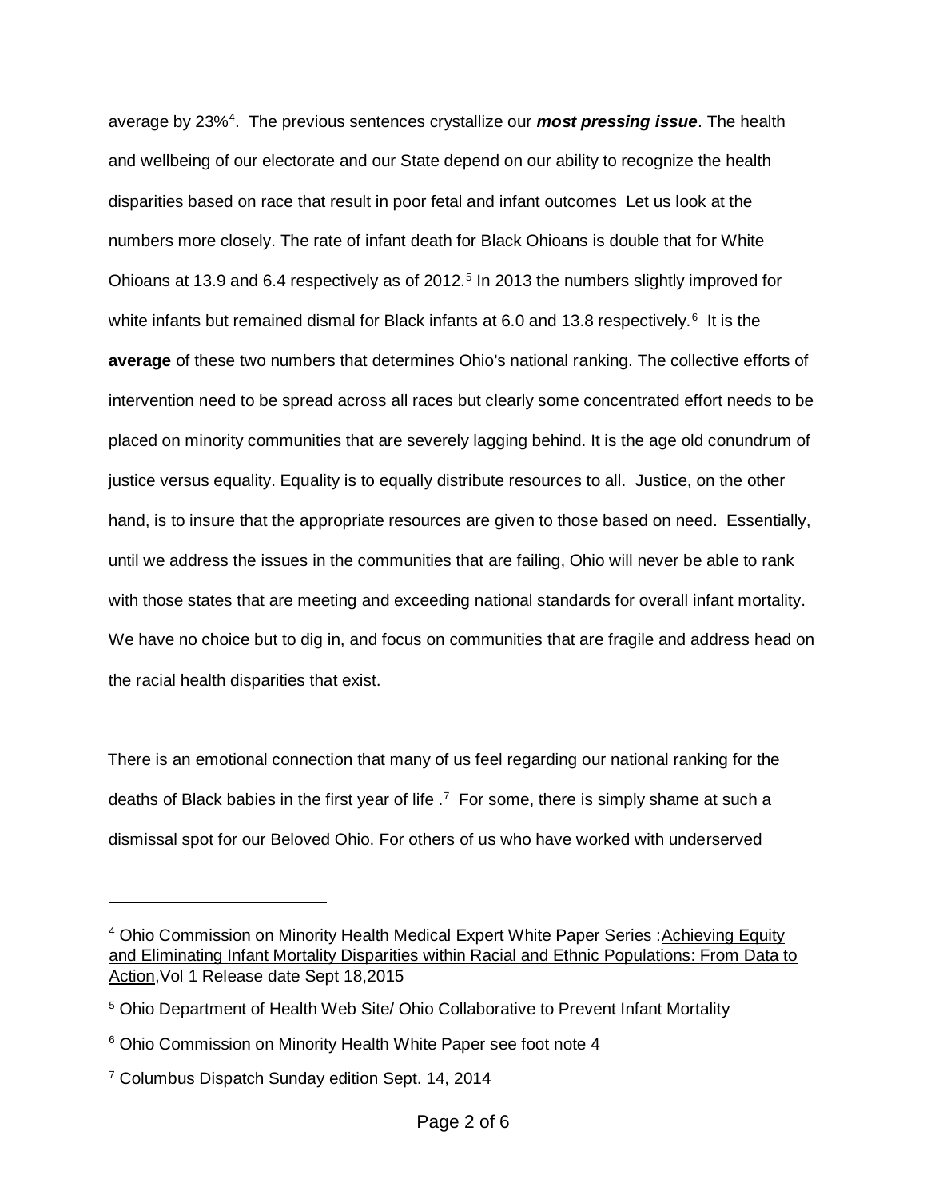average by 23%[4]. The previous sentences crystallize our ***most pressing issue***. The health and wellbeing of our electorate and our State depend on our ability to recognize the health disparities based on race that result in poor fetal and infant outcomes Let us look at the numbers more closely. The rate of infant death for Black Ohioans is double that for White Ohioans at 13.9 and 6.4 respectively as of 2012.[5] In 2013 the numbers slightly improved for white infants but remained dismal for Black infants at 6.0 and 13.8 respectively.[6] It is the **average** of these two numbers that determines Ohio's national ranking. The collective efforts of intervention need to be spread across all races but clearly some concentrated effort needs to be placed on minority communities that are severely lagging behind. It is the age old conundrum of justice versus equality. Equality is to equally distribute resources to all. Justice, on the other hand, is to insure that the appropriate resources are given to those based on need. Essentially, until we address the issues in the communities that are failing, Ohio will never be able to rank with those states that are meeting and exceeding national standards for overall infant mortality. We have no choice but to dig in, and focus on communities that are fragile and address head on the racial health disparities that exist.

There is an emotional connection that many of us feel regarding our national ranking for the deaths of Black babies in the first year of life .[7] For some, there is simply shame at such a dismissal spot for our Beloved Ohio. For others of us who have worked with underserved

---

[4] Ohio Commission on Minority Health Medical Expert White Paper Series :Achieving Equity and Eliminating Infant Mortality Disparities within Racial and Ethnic Populations: From Data to Action,Vol 1 Release date Sept 18,2015

[5] Ohio Department of Health Web Site/ Ohio Collaborative to Prevent Infant Mortality

[6] Ohio Commission on Minority Health White Paper see foot note 4

[7] Columbus Dispatch Sunday edition Sept. 14, 2014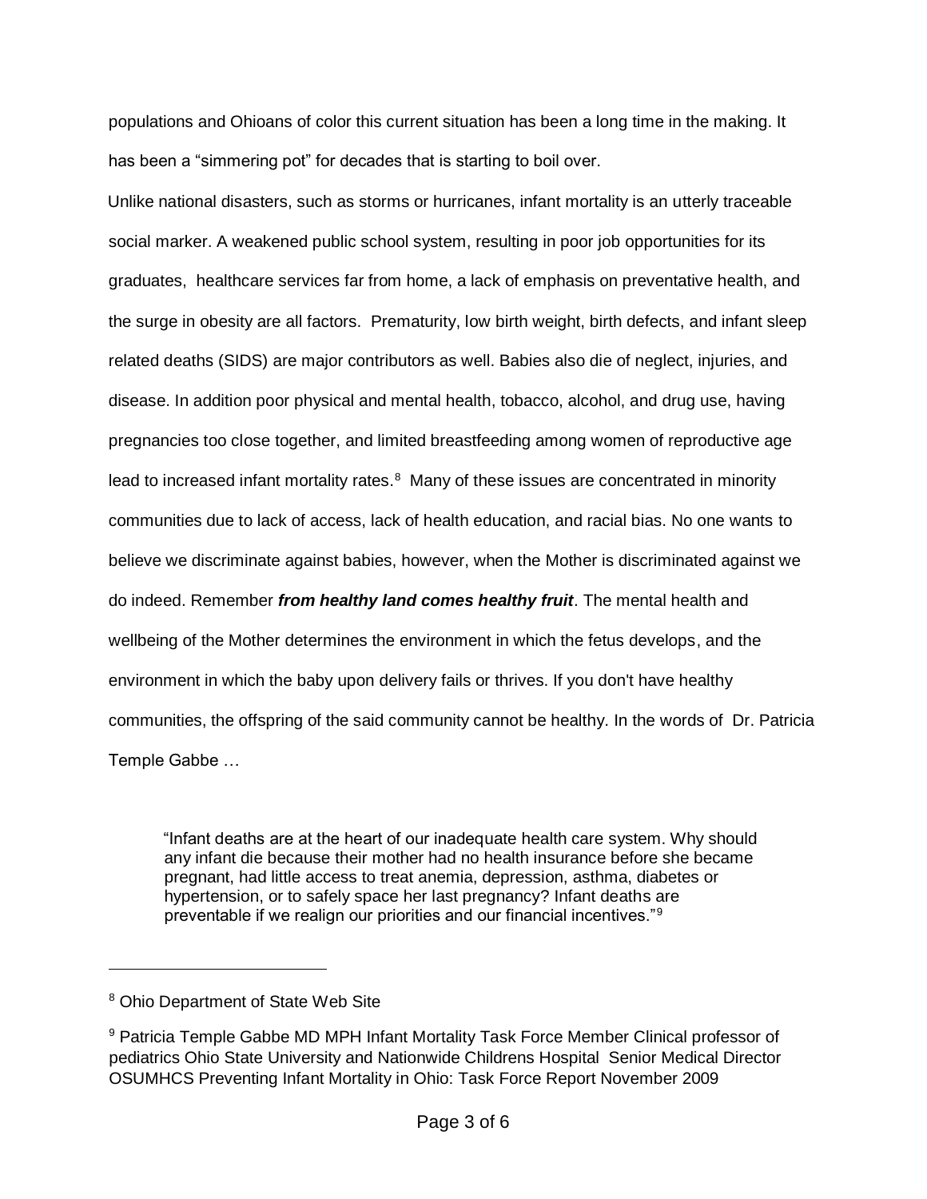populations and Ohioans of color this current situation has been a long time in the making. It has been a “simmering pot” for decades that is starting to boil over.

Unlike national disasters, such as storms or hurricanes, infant mortality is an utterly traceable social marker. A weakened public school system, resulting in poor job opportunities for its graduates, healthcare services far from home, a lack of emphasis on preventative health, and the surge in obesity are all factors. Prematurity, low birth weight, birth defects, and infant sleep related deaths (SIDS) are major contributors as well. Babies also die of neglect, injuries, and disease. In addition poor physical and mental health, tobacco, alcohol, and drug use, having pregnancies too close together, and limited breastfeeding among women of reproductive age lead to increased infant mortality rates.[8] Many of these issues are concentrated in minority communities due to lack of access, lack of health education, and racial bias. No one wants to believe we discriminate against babies, however, when the Mother is discriminated against we do indeed. Remember ***from healthy land comes healthy fruit***. The mental health and wellbeing of the Mother determines the environment in which the fetus develops, and the environment in which the baby upon delivery fails or thrives. If you don't have healthy communities, the offspring of the said community cannot be healthy. In the words of Dr. Patricia Temple Gabbe …

> “Infant deaths are at the heart of our inadequate health care system. Why should any infant die because their mother had no health insurance before she became pregnant, had little access to treat anemia, depression, asthma, diabetes or hypertension, or to safely space her last pregnancy? Infant deaths are preventable if we realign our priorities and our financial incentives.”[9]

---

[8] Ohio Department of State Web Site

[9] Patricia Temple Gabbe MD MPH Infant Mortality Task Force Member Clinical professor of pediatrics Ohio State University and Nationwide Childrens Hospital Senior Medical Director OSUMHCS Preventing Infant Mortality in Ohio: Task Force Report November 2009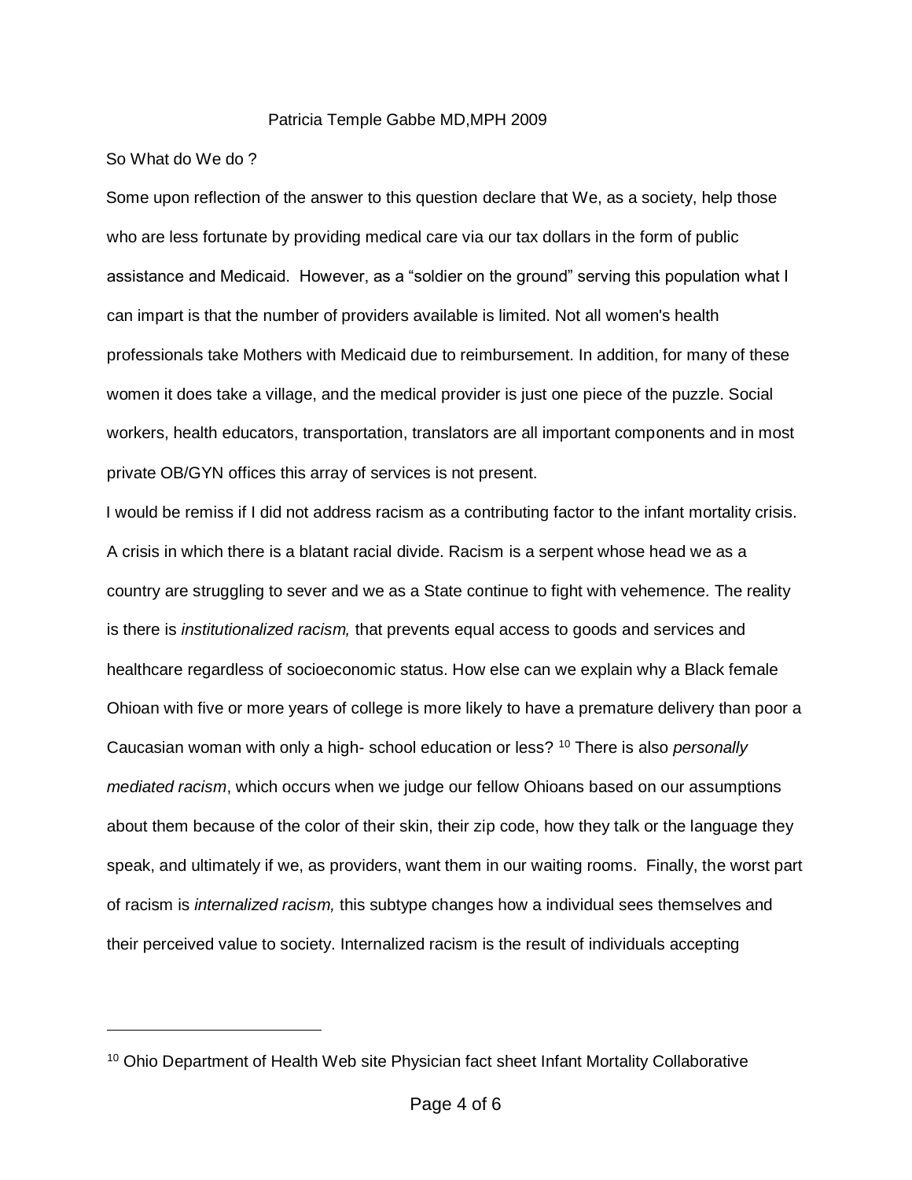Patricia Temple Gabbe MD,MPH 2009

So What do We do ?

Some upon reflection of the answer to this question declare that We, as a society, help those who are less fortunate by providing medical care via our tax dollars in the form of public assistance and Medicaid. However, as a "soldier on the ground" serving this population what I can impart is that the number of providers available is limited. Not all women's health professionals take Mothers with Medicaid due to reimbursement. In addition, for many of these women it does take a village, and the medical provider is just one piece of the puzzle. Social workers, health educators, transportation, translators are all important components and in most private OB/GYN offices this array of services is not present.

I would be remiss if I did not address racism as a contributing factor to the infant mortality crisis. A crisis in which there is a blatant racial divide. Racism is a serpent whose head we as a country are struggling to sever and we as a State continue to fight with vehemence. The reality is there is *institutionalized racism,* that prevents equal access to goods and services and healthcare regardless of socioeconomic status. How else can we explain why a Black female Ohioan with five or more years of college is more likely to have a premature delivery than poor a Caucasian woman with only a high- school education or less? [10] There is also *personally mediated racism*, which occurs when we judge our fellow Ohioans based on our assumptions about them because of the color of their skin, their zip code, how they talk or the language they speak, and ultimately if we, as providers, want them in our waiting rooms. Finally, the worst part of racism is *internalized racism,* this subtype changes how a individual sees themselves and their perceived value to society. Internalized racism is the result of individuals accepting

[10] Ohio Department of Health Web site Physician fact sheet Infant Mortality Collaborative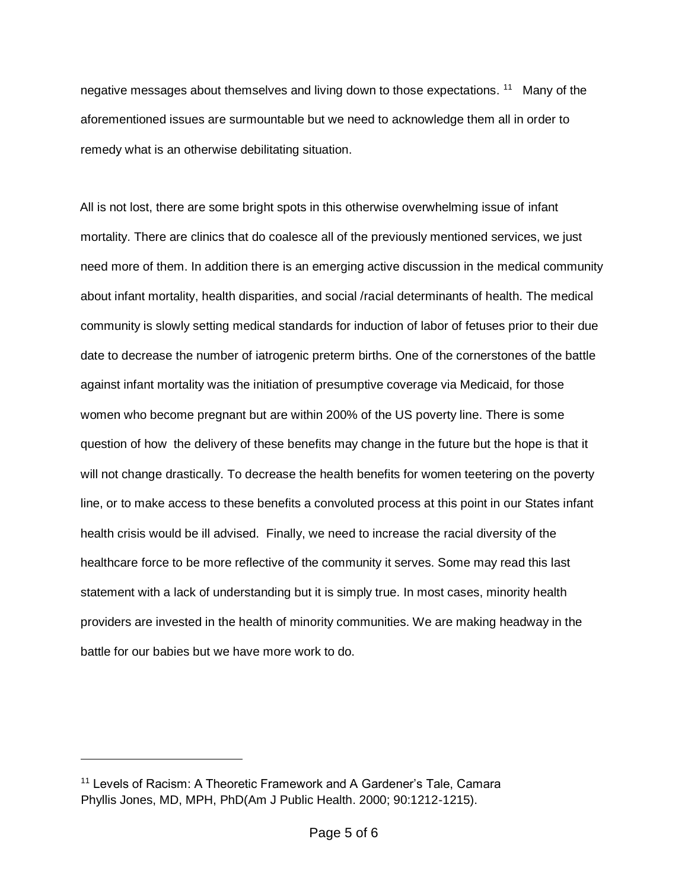negative messages about themselves and living down to those expectations. [11] Many of the aforementioned issues are surmountable but we need to acknowledge them all in order to remedy what is an otherwise debilitating situation.

All is not lost, there are some bright spots in this otherwise overwhelming issue of infant mortality. There are clinics that do coalesce all of the previously mentioned services, we just need more of them. In addition there is an emerging active discussion in the medical community about infant mortality, health disparities, and social /racial determinants of health. The medical community is slowly setting medical standards for induction of labor of fetuses prior to their due date to decrease the number of iatrogenic preterm births. One of the cornerstones of the battle against infant mortality was the initiation of presumptive coverage via Medicaid, for those women who become pregnant but are within 200% of the US poverty line. There is some question of how the delivery of these benefits may change in the future but the hope is that it will not change drastically. To decrease the health benefits for women teetering on the poverty line, or to make access to these benefits a convoluted process at this point in our States infant health crisis would be ill advised. Finally, we need to increase the racial diversity of the healthcare force to be more reflective of the community it serves. Some may read this last statement with a lack of understanding but it is simply true. In most cases, minority health providers are invested in the health of minority communities. We are making headway in the battle for our babies but we have more work to do.

---

[11] Levels of Racism: A Theoretic Framework and A Gardener's Tale, Camara Phyllis Jones, MD, MPH, PhD(Am J Public Health. 2000; 90:1212-1215).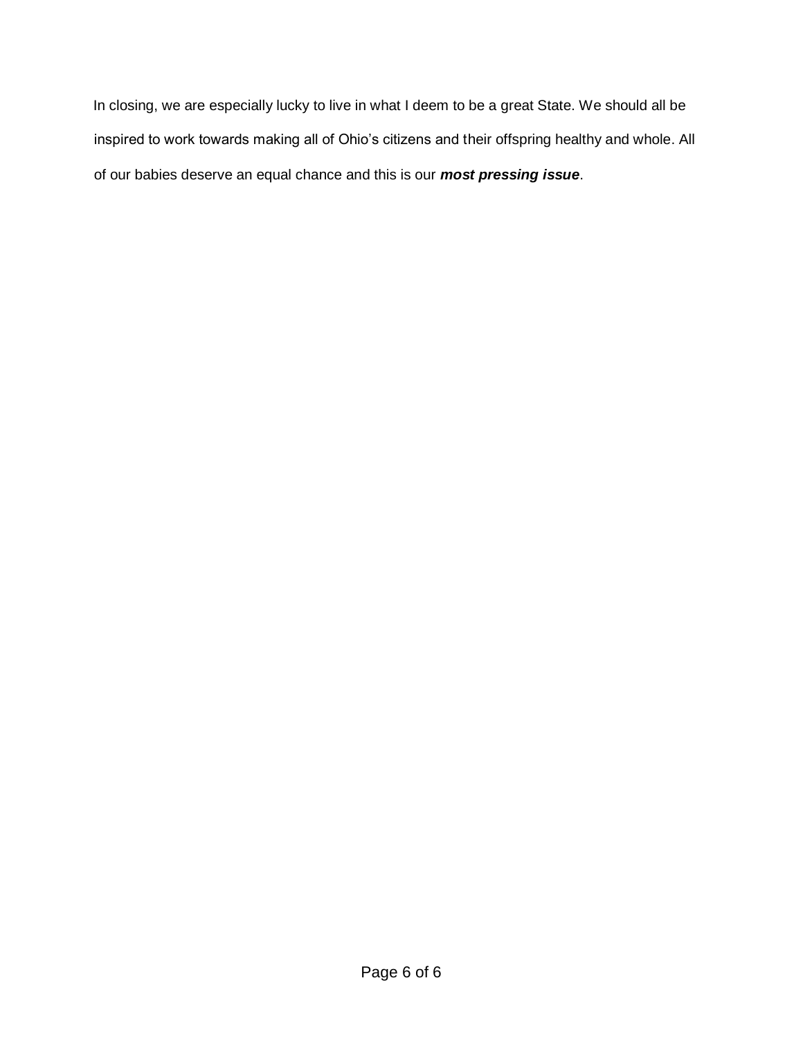In closing, we are especially lucky to live in what I deem to be a great State. We should all be inspired to work towards making all of Ohio's citizens and their offspring healthy and whole. All of our babies deserve an equal chance and this is our ***most pressing issue***.